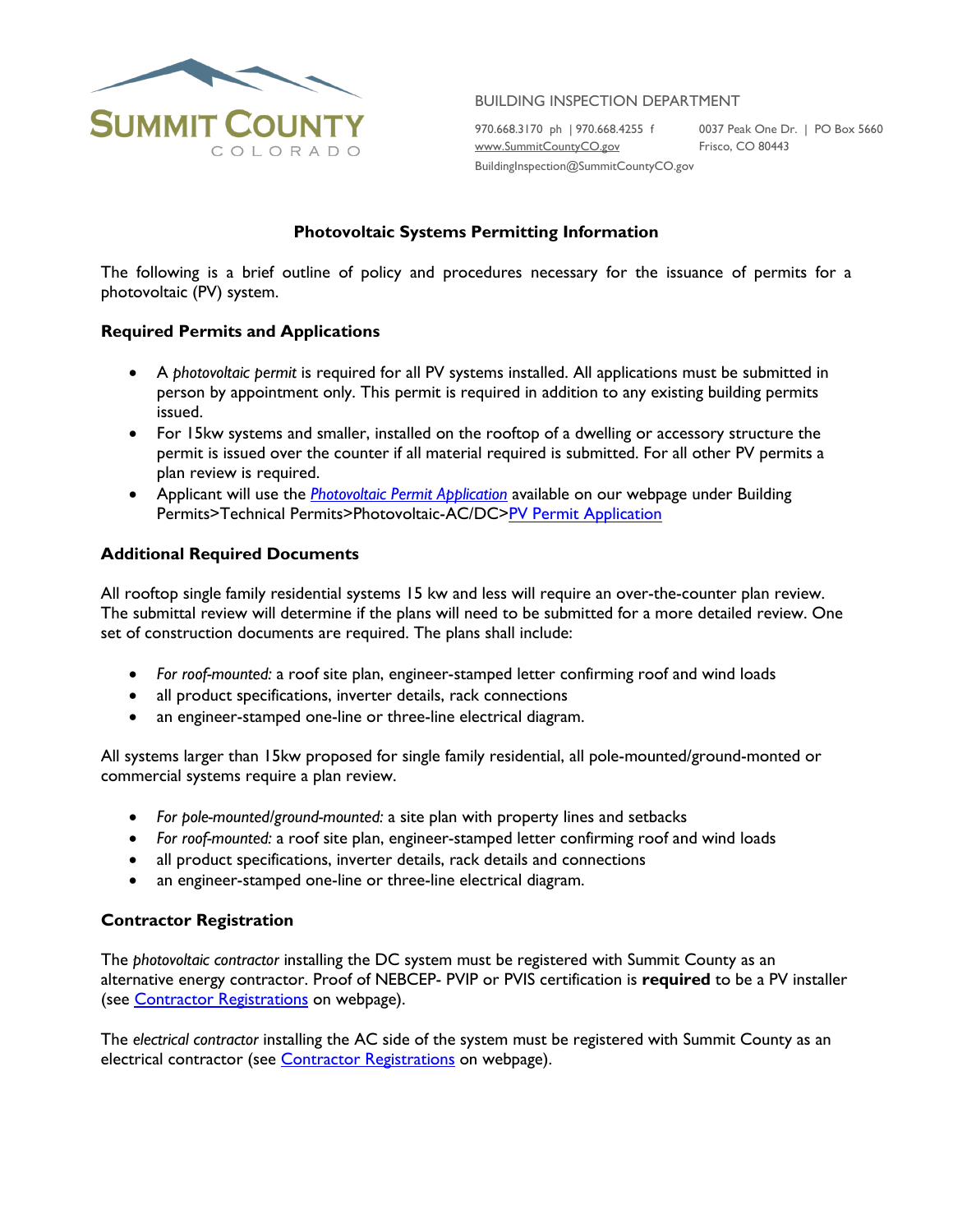**SUMMIT COUNTY**
COLORADO

BUILDING INSPECTION DEPARTMENT

970.668.3170 ph | 970.668.4255 f
www.SummitCountyCO.gov
BuildingInspection@SummitCountyCO.gov

0037 Peak One Dr. | PO Box 5660
Frisco, CO 80443

# Photovoltaic Systems Permitting Information

The following is a brief outline of policy and procedures necessary for the issuance of permits for a photovoltaic (PV) system.

## Required Permits and Applications

- A *photovoltaic permit* is required for all PV systems installed. All applications must be submitted in person by appointment only. This permit is required in addition to any existing building permits issued.
- For 15kw systems and smaller, installed on the rooftop of a dwelling or accessory structure the permit is issued over the counter if all material required is submitted. For all other PV permits a plan review is required.
- Applicant will use the *Photovoltaic Permit Application* available on our webpage under Building Permits>Technical Permits>Photovoltaic-AC/DC>PV Permit Application

## Additional Required Documents

All rooftop single family residential systems 15 kw and less will require an over-the-counter plan review. The submittal review will determine if the plans will need to be submitted for a more detailed review. One set of construction documents are required. The plans shall include:

- *For roof-mounted:* a roof site plan, engineer-stamped letter confirming roof and wind loads
- all product specifications, inverter details, rack connections
- an engineer-stamped one-line or three-line electrical diagram.

All systems larger than 15kw proposed for single family residential, all pole-mounted/ground-monted or commercial systems require a plan review.

- *For pole-mounted/ground-mounted:* a site plan with property lines and setbacks
- *For roof-mounted:* a roof site plan, engineer-stamped letter confirming roof and wind loads
- all product specifications, inverter details, rack details and connections
- an engineer-stamped one-line or three-line electrical diagram.

## Contractor Registration

The *photovoltaic contractor* installing the DC system must be registered with Summit County as an alternative energy contractor. Proof of NEBCEP- PVIP or PVIS certification is **required** to be a PV installer (see Contractor Registrations on webpage).

The *electrical contractor* installing the AC side of the system must be registered with Summit County as an electrical contractor (see Contractor Registrations on webpage).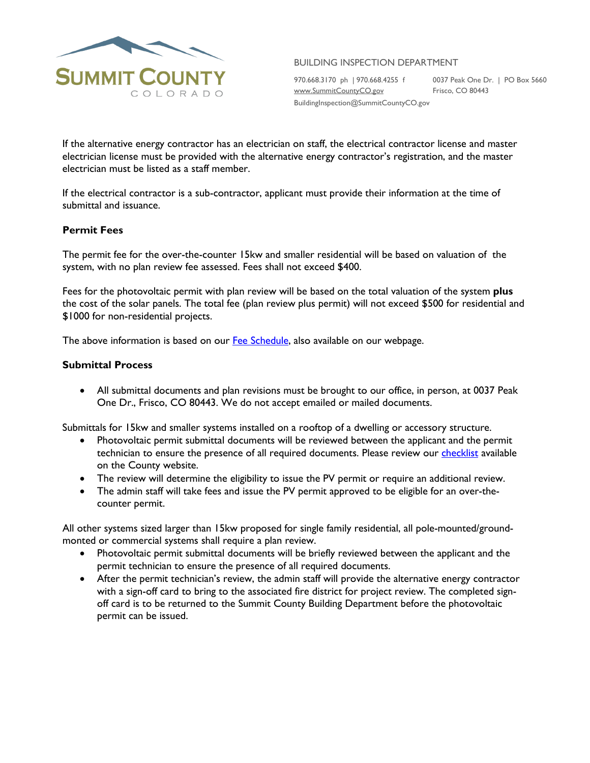If the alternative energy contractor has an electrician on staff, the electrical contractor license and master electrician license must be provided with the alternative energy contractor's registration, and the master electrician must be listed as a staff member.

If the electrical contractor is a sub-contractor, applicant must provide their information at the time of submittal and issuance.

**Permit Fees**

The permit fee for the over-the-counter 15kw and smaller residential will be based on valuation of the system, with no plan review fee assessed. Fees shall not exceed $400.

Fees for the photovoltaic permit with plan review will be based on the total valuation of the system **plus** the cost of the solar panels. The total fee (plan review plus permit) will not exceed $500 for residential and $1000 for non-residential projects.

The above information is based on our Fee Schedule, also available on our webpage.

**Submittal Process**

- All submittal documents and plan revisions must be brought to our office, in person, at 0037 Peak One Dr., Frisco, CO 80443. We do not accept emailed or mailed documents.

Submittals for 15kw and smaller systems installed on a rooftop of a dwelling or accessory structure.

- Photovoltaic permit submittal documents will be reviewed between the applicant and the permit technician to ensure the presence of all required documents. Please review our checklist available on the County website.
- The review will determine the eligibility to issue the PV permit or require an additional review.
- The admin staff will take fees and issue the PV permit approved to be eligible for an over-the-counter permit.

All other systems sized larger than 15kw proposed for single family residential, all pole-mounted/ground-monted or commercial systems shall require a plan review.

- Photovoltaic permit submittal documents will be briefly reviewed between the applicant and the permit technician to ensure the presence of all required documents.
- After the permit technician's review, the admin staff will provide the alternative energy contractor with a sign-off card to bring to the associated fire district for project review. The completed sign-off card is to be returned to the Summit County Building Department before the photovoltaic permit can be issued.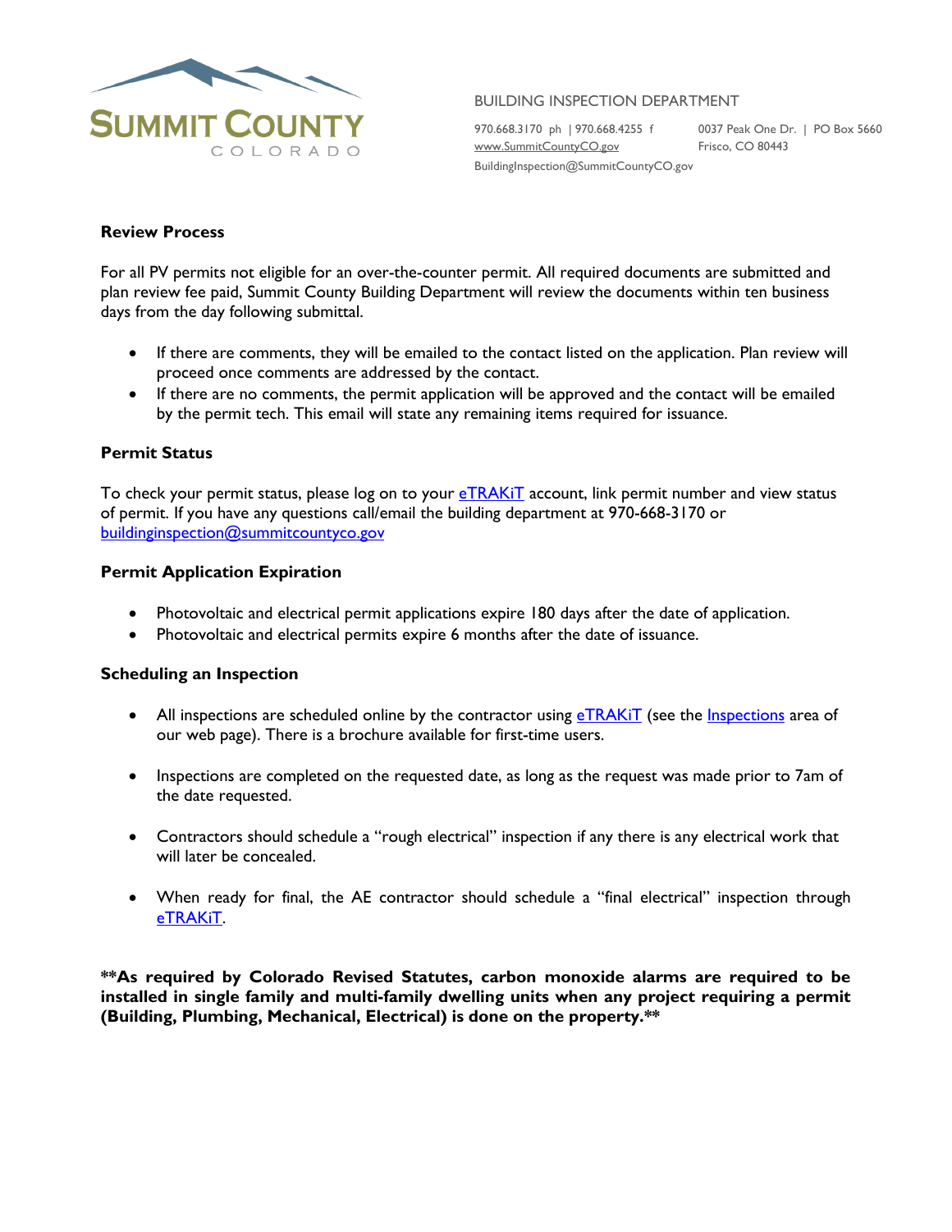BUILDING INSPECTION DEPARTMENT

970.668.3170 ph | 970.668.4255 f
www.SummitCountyCO.gov
BuildingInspection@SummitCountyCO.gov

0037 Peak One Dr. | PO Box 5660
Frisco, CO 80443

**Review Process**

For all PV permits not eligible for an over-the-counter permit. All required documents are submitted and plan review fee paid, Summit County Building Department will review the documents within ten business days from the day following submittal.

- If there are comments, they will be emailed to the contact listed on the application. Plan review will proceed once comments are addressed by the contact.
- If there are no comments, the permit application will be approved and the contact will be emailed by the permit tech. This email will state any remaining items required for issuance.

**Permit Status**

To check your permit status, please log on to your eTRAKiT account, link permit number and view status of permit. If you have any questions call/email the building department at 970-668-3170 or buildinginspection@summitcountyco.gov

**Permit Application Expiration**

- Photovoltaic and electrical permit applications expire 180 days after the date of application.
- Photovoltaic and electrical permits expire 6 months after the date of issuance.

**Scheduling an Inspection**

- All inspections are scheduled online by the contractor using eTRAKiT (see the Inspections area of our web page). There is a brochure available for first-time users.
- Inspections are completed on the requested date, as long as the request was made prior to 7am of the date requested.
- Contractors should schedule a "rough electrical" inspection if any there is any electrical work that will later be concealed.
- When ready for final, the AE contractor should schedule a "final electrical" inspection through eTRAKiT.

**\*\*As required by Colorado Revised Statutes, carbon monoxide alarms are required to be installed in single family and multi-family dwelling units when any project requiring a permit (Building, Plumbing, Mechanical, Electrical) is done on the property.\*\***